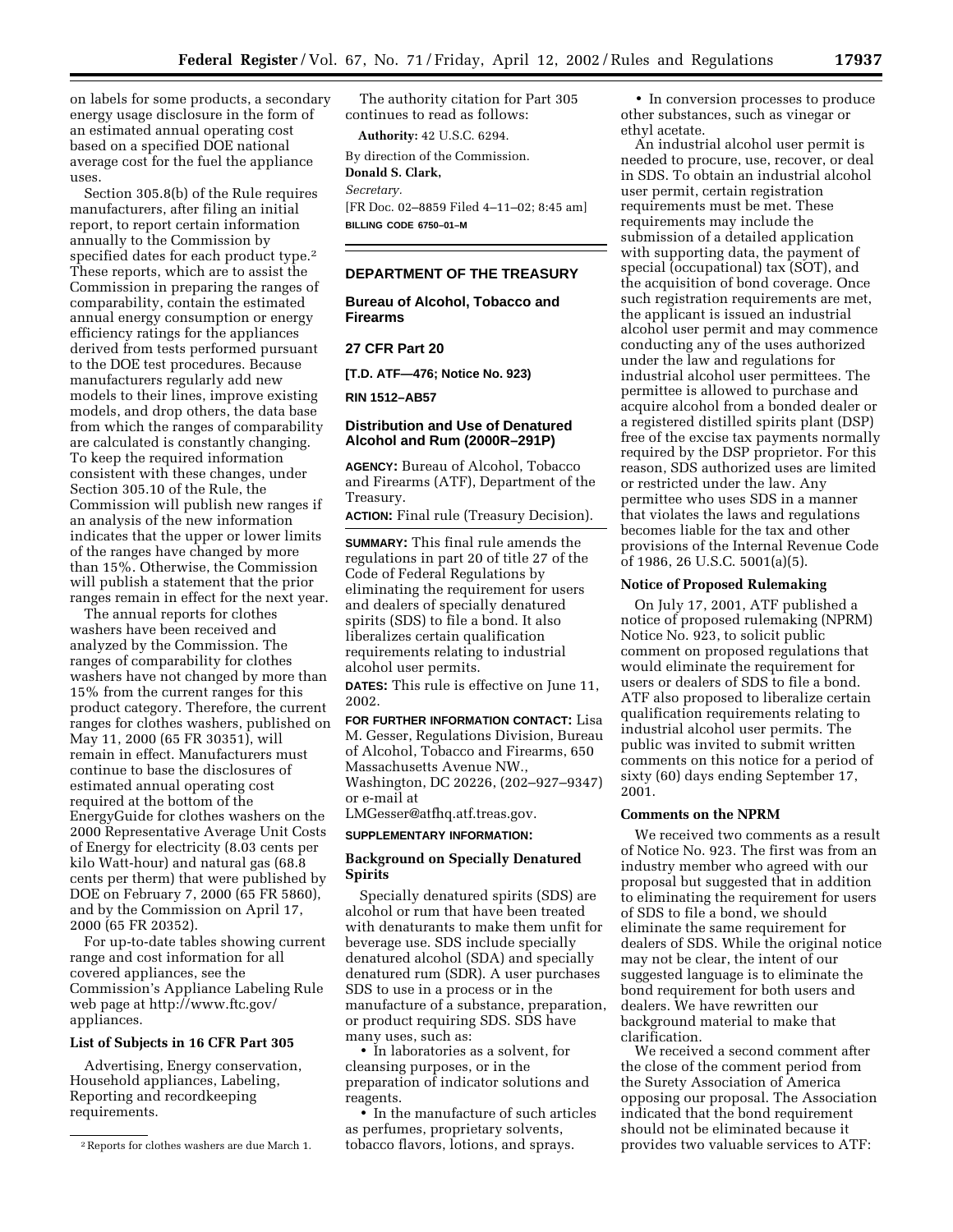on labels for some products, a secondary energy usage disclosure in the form of an estimated annual operating cost based on a specified DOE national average cost for the fuel the appliance uses.

Section 305.8(b) of the Rule requires manufacturers, after filing an initial report, to report certain information annually to the Commission by specified dates for each product type.[2] These reports, which are to assist the Commission in preparing the ranges of comparability, contain the estimated annual energy consumption or energy efficiency ratings for the appliances derived from tests performed pursuant to the DOE test procedures. Because manufacturers regularly add new models to their lines, improve existing models, and drop others, the data base from which the ranges of comparability are calculated is constantly changing. To keep the required information consistent with these changes, under Section 305.10 of the Rule, the Commission will publish new ranges if an analysis of the new information indicates that the upper or lower limits of the ranges have changed by more than 15%. Otherwise, the Commission will publish a statement that the prior ranges remain in effect for the next year.

The annual reports for clothes washers have been received and analyzed by the Commission. The ranges of comparability for clothes washers have not changed by more than 15% from the current ranges for this product category. Therefore, the current ranges for clothes washers, published on May 11, 2000 (65 FR 30351), will remain in effect. Manufacturers must continue to base the disclosures of estimated annual operating cost required at the bottom of the EnergyGuide for clothes washers on the 2000 Representative Average Unit Costs of Energy for electricity (8.03 cents per kilo Watt-hour) and natural gas (68.8 cents per therm) that were published by DOE on February 7, 2000 (65 FR 5860), and by the Commission on April 17, 2000 (65 FR 20352).

For up-to-date tables showing current range and cost information for all covered appliances, see the Commission's Appliance Labeling Rule web page at http://www.ftc.gov/appliances.

**List of Subjects in 16 CFR Part 305**

Advertising, Energy conservation, Household appliances, Labeling, Reporting and recordkeeping requirements.

[2] Reports for clothes washers are due March 1.

The authority citation for Part 305 continues to read as follows:

**Authority:** 42 U.S.C. 6294.

By direction of the Commission.

**Donald S. Clark,**

*Secretary.*

[FR Doc. 02–8859 Filed 4–11–02; 8:45 am]

**BILLING CODE 6750–01–M**

## DEPARTMENT OF THE TREASURY

## Bureau of Alcohol, Tobacco and Firearms

## 27 CFR Part 20

**[T.D. ATF—476; Notice No. 923)**

**RIN 1512–AB57**

## Distribution and Use of Denatured Alcohol and Rum (2000R–291P)

**AGENCY:** Bureau of Alcohol, Tobacco and Firearms (ATF), Department of the Treasury.

**ACTION:** Final rule (Treasury Decision).

**SUMMARY:** This final rule amends the regulations in part 20 of title 27 of the Code of Federal Regulations by eliminating the requirement for users and dealers of specially denatured spirits (SDS) to file a bond. It also liberalizes certain qualification requirements relating to industrial alcohol user permits.

**DATES:** This rule is effective on June 11, 2002.

**FOR FURTHER INFORMATION CONTACT:** Lisa M. Gesser, Regulations Division, Bureau of Alcohol, Tobacco and Firearms, 650 Massachusetts Avenue NW., Washington, DC 20226, (202–927–9347) or e-mail at LMGesser@atfhq.atf.treas.gov.

**SUPPLEMENTARY INFORMATION:**

### Background on Specially Denatured Spirits

Specially denatured spirits (SDS) are alcohol or rum that have been treated with denaturants to make them unfit for beverage use. SDS include specially denatured alcohol (SDA) and specially denatured rum (SDR). A user purchases SDS to use in a process or in the manufacture of a substance, preparation, or product requiring SDS. SDS have many uses, such as:

- In laboratories as a solvent, for cleansing purposes, or in the preparation of indicator solutions and reagents.
- In the manufacture of such articles as perfumes, proprietary solvents, tobacco flavors, lotions, and sprays.
- In conversion processes to produce other substances, such as vinegar or ethyl acetate.

An industrial alcohol user permit is needed to procure, use, recover, or deal in SDS. To obtain an industrial alcohol user permit, certain registration requirements must be met. These requirements may include the submission of a detailed application with supporting data, the payment of special (occupational) tax (SOT), and the acquisition of bond coverage. Once such registration requirements are met, the applicant is issued an industrial alcohol user permit and may commence conducting any of the uses authorized under the law and regulations for industrial alcohol user permittees. The permittee is allowed to purchase and acquire alcohol from a bonded dealer or a registered distilled spirits plant (DSP) free of the excise tax payments normally required by the DSP proprietor. For this reason, SDS authorized uses are limited or restricted under the law. Any permittee who uses SDS in a manner that violates the laws and regulations becomes liable for the tax and other provisions of the Internal Revenue Code of 1986, 26 U.S.C. 5001(a)(5).

### Notice of Proposed Rulemaking

On July 17, 2001, ATF published a notice of proposed rulemaking (NPRM) Notice No. 923, to solicit public comment on proposed regulations that would eliminate the requirement for users or dealers of SDS to file a bond. ATF also proposed to liberalize certain qualification requirements relating to industrial alcohol user permits. The public was invited to submit written comments on this notice for a period of sixty (60) days ending September 17, 2001.

### Comments on the NPRM

We received two comments as a result of Notice No. 923. The first was from an industry member who agreed with our proposal but suggested that in addition to eliminating the requirement for users of SDS to file a bond, we should eliminate the same requirement for dealers of SDS. While the original notice may not be clear, the intent of our suggested language is to eliminate the bond requirement for both users and dealers. We have rewritten our background material to make that clarification.

We received a second comment after the close of the comment period from the Surety Association of America opposing our proposal. The Association indicated that the bond requirement should not be eliminated because it provides two valuable services to ATF: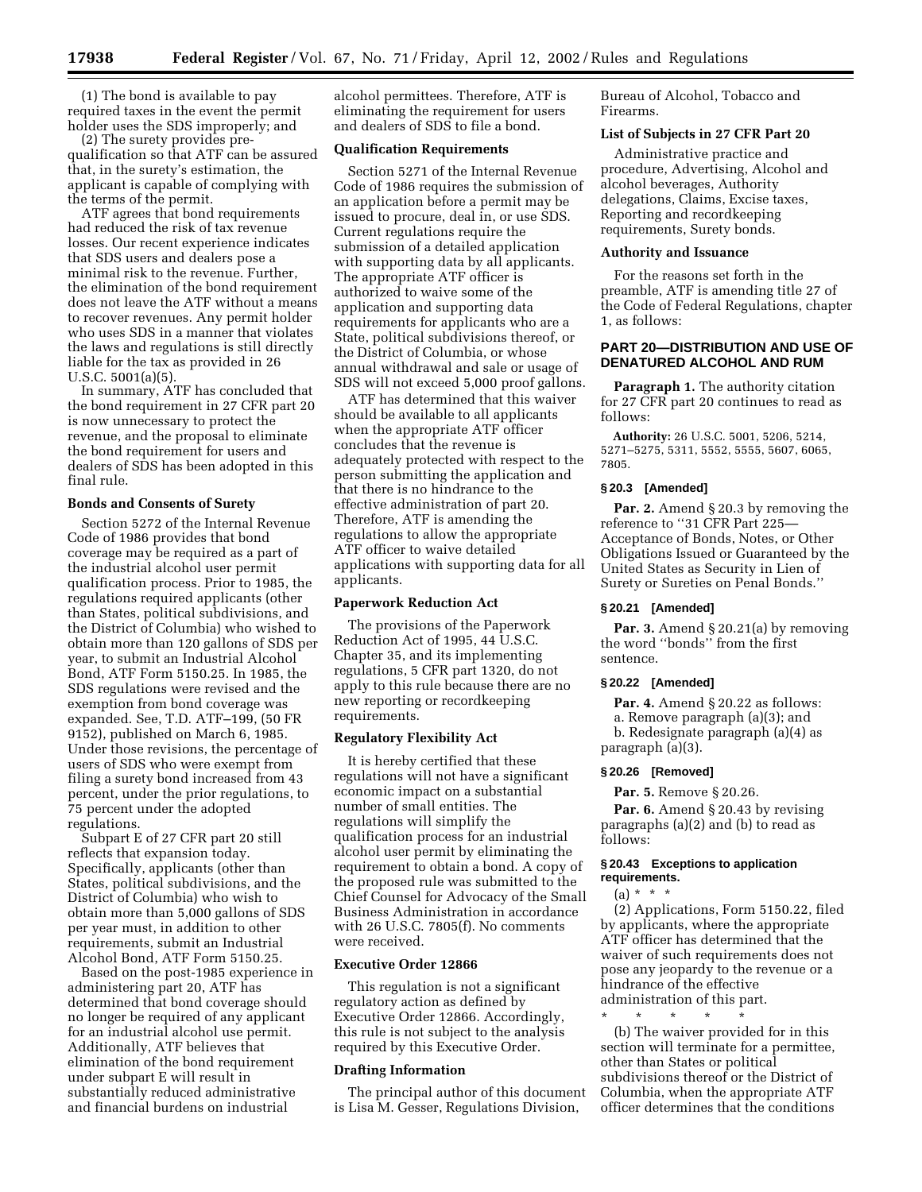(1) The bond is available to pay required taxes in the event the permit holder uses the SDS improperly; and

(2) The surety provides pre-qualification so that ATF can be assured that, in the surety's estimation, the applicant is capable of complying with the terms of the permit.

ATF agrees that bond requirements had reduced the risk of tax revenue losses. Our recent experience indicates that SDS users and dealers pose a minimal risk to the revenue. Further, the elimination of the bond requirement does not leave the ATF without a means to recover revenues. Any permit holder who uses SDS in a manner that violates the laws and regulations is still directly liable for the tax as provided in 26 U.S.C. 5001(a)(5).

In summary, ATF has concluded that the bond requirement in 27 CFR part 20 is now unnecessary to protect the revenue, and the proposal to eliminate the bond requirement for users and dealers of SDS has been adopted in this final rule.

**Bonds and Consents of Surety**

Section 5272 of the Internal Revenue Code of 1986 provides that bond coverage may be required as a part of the industrial alcohol user permit qualification process. Prior to 1985, the regulations required applicants (other than States, political subdivisions, and the District of Columbia) who wished to obtain more than 120 gallons of SDS per year, to submit an Industrial Alcohol Bond, ATF Form 5150.25. In 1985, the SDS regulations were revised and the exemption from bond coverage was expanded. See, T.D. ATF–199, (50 FR 9152), published on March 6, 1985. Under those revisions, the percentage of users of SDS who were exempt from filing a surety bond increased from 43 percent, under the prior regulations, to 75 percent under the adopted regulations.

Subpart E of 27 CFR part 20 still reflects that expansion today. Specifically, applicants (other than States, political subdivisions, and the District of Columbia) who wish to obtain more than 5,000 gallons of SDS per year must, in addition to other requirements, submit an Industrial Alcohol Bond, ATF Form 5150.25.

Based on the post-1985 experience in administering part 20, ATF has determined that bond coverage should no longer be required of any applicant for an industrial alcohol use permit. Additionally, ATF believes that elimination of the bond requirement under subpart E will result in substantially reduced administrative and financial burdens on industrial alcohol permittees. Therefore, ATF is eliminating the requirement for users and dealers of SDS to file a bond.

**Qualification Requirements**

Section 5271 of the Internal Revenue Code of 1986 requires the submission of an application before a permit may be issued to procure, deal in, or use SDS. Current regulations require the submission of a detailed application with supporting data by all applicants. The appropriate ATF officer is authorized to waive some of the application and supporting data requirements for applicants who are a State, political subdivisions thereof, or the District of Columbia, or whose annual withdrawal and sale or usage of SDS will not exceed 5,000 proof gallons.

ATF has determined that this waiver should be available to all applicants when the appropriate ATF officer concludes that the revenue is adequately protected with respect to the person submitting the application and that there is no hindrance to the effective administration of part 20. Therefore, ATF is amending the regulations to allow the appropriate ATF officer to waive detailed applications with supporting data for all applicants.

**Paperwork Reduction Act**

The provisions of the Paperwork Reduction Act of 1995, 44 U.S.C. Chapter 35, and its implementing regulations, 5 CFR part 1320, do not apply to this rule because there are no new reporting or recordkeeping requirements.

**Regulatory Flexibility Act**

It is hereby certified that these regulations will not have a significant economic impact on a substantial number of small entities. The regulations will simplify the qualification process for an industrial alcohol user permit by eliminating the requirement to obtain a bond. A copy of the proposed rule was submitted to the Chief Counsel for Advocacy of the Small Business Administration in accordance with 26 U.S.C. 7805(f). No comments were received.

**Executive Order 12866**

This regulation is not a significant regulatory action as defined by Executive Order 12866. Accordingly, this rule is not subject to the analysis required by this Executive Order.

**Drafting Information**

The principal author of this document is Lisa M. Gesser, Regulations Division, Bureau of Alcohol, Tobacco and Firearms.

**List of Subjects in 27 CFR Part 20**

Administrative practice and procedure, Advertising, Alcohol and alcohol beverages, Authority delegations, Claims, Excise taxes, Reporting and recordkeeping requirements, Surety bonds.

**Authority and Issuance**

For the reasons set forth in the preamble, ATF is amending title 27 of the Code of Federal Regulations, chapter 1, as follows:

## PART 20—DISTRIBUTION AND USE OF DENATURED ALCOHOL AND RUM

**Paragraph 1.** The authority citation for 27 CFR part 20 continues to read as follows:

**Authority:** 26 U.S.C. 5001, 5206, 5214, 5271–5275, 5311, 5552, 5555, 5607, 6065, 7805.

### § 20.3 [Amended]

**Par. 2.** Amend § 20.3 by removing the reference to "31 CFR Part 225—Acceptance of Bonds, Notes, or Other Obligations Issued or Guaranteed by the United States as Security in Lien of Surety or Sureties on Penal Bonds."

### § 20.21 [Amended]

**Par. 3.** Amend § 20.21(a) by removing the word "bonds" from the first sentence.

### § 20.22 [Amended]

**Par. 4.** Amend § 20.22 as follows:

a. Remove paragraph (a)(3); and

b. Redesignate paragraph (a)(4) as paragraph (a)(3).

### § 20.26 [Removed]

**Par. 5.** Remove § 20.26.

**Par. 6.** Amend § 20.43 by revising paragraphs (a)(2) and (b) to read as follows:

### § 20.43 Exceptions to application requirements.

(a) * * *

(2) Applications, Form 5150.22, filed by applicants, where the appropriate ATF officer has determined that the waiver of such requirements does not pose any jeopardy to the revenue or a hindrance of the effective administration of this part.

\* \* \* \* \*

(b) The waiver provided for in this section will terminate for a permittee, other than States or political subdivisions thereof or the District of Columbia, when the appropriate ATF officer determines that the conditions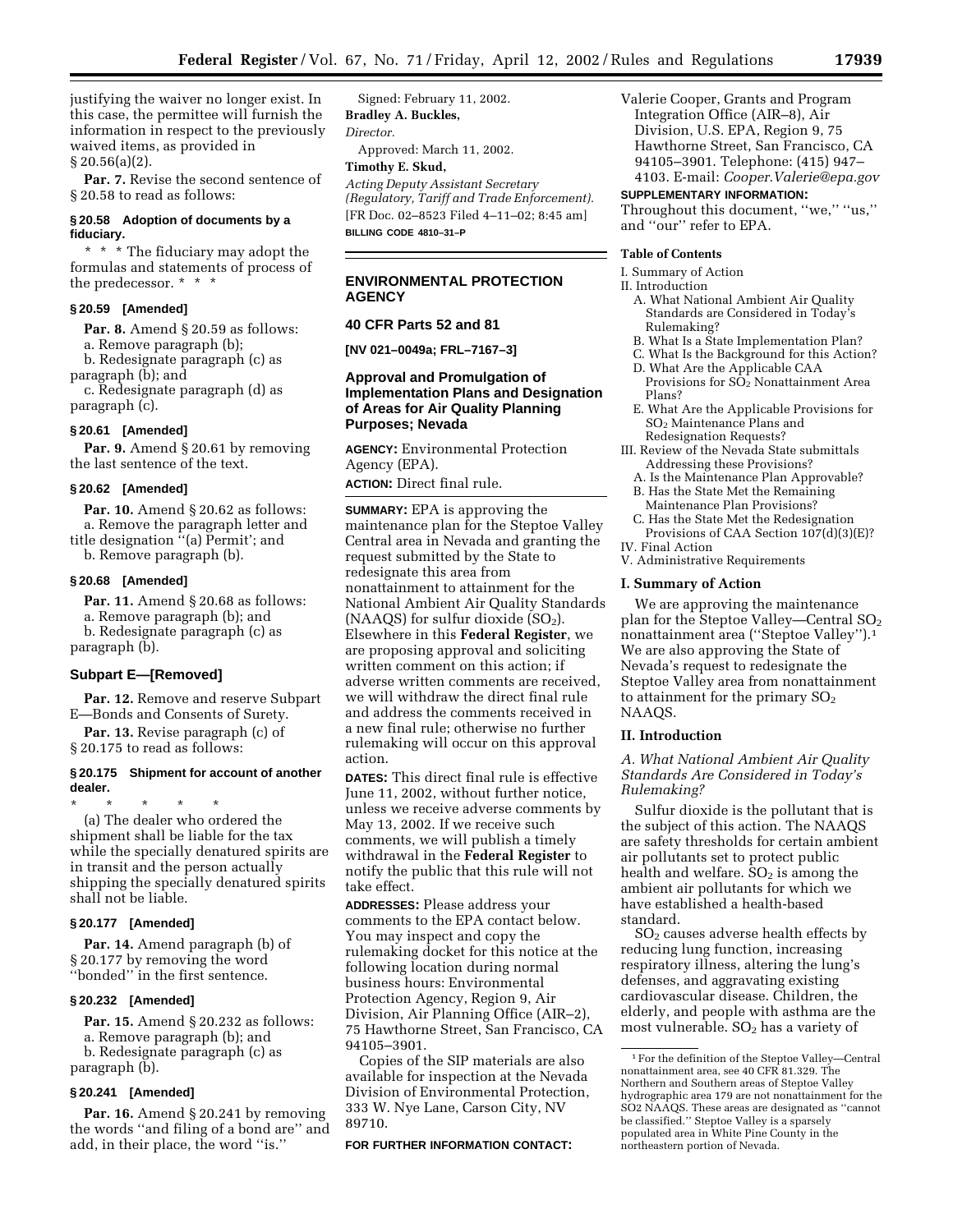justifying the waiver no longer exist. In this case, the permittee will furnish the information in respect to the previously waived items, as provided in § 20.56(a)(2).

**Par. 7.** Revise the second sentence of § 20.58 to read as follows:

#### § 20.58 Adoption of documents by a fiduciary.

* * * The fiduciary may adopt the formulas and statements of process of the predecessor. * * *

#### § 20.59 [Amended]

**Par. 8.** Amend § 20.59 as follows:

a. Remove paragraph (b);

b. Redesignate paragraph (c) as paragraph (b); and

c. Redesignate paragraph (d) as paragraph (c).

#### § 20.61 [Amended]

**Par. 9.** Amend § 20.61 by removing the last sentence of the text.

#### § 20.62 [Amended]

**Par. 10.** Amend § 20.62 as follows:

a. Remove the paragraph letter and title designation ''(a) Permit'; and

b. Remove paragraph (b).

#### § 20.68 [Amended]

**Par. 11.** Amend § 20.68 as follows:

a. Remove paragraph (b); and

b. Redesignate paragraph (c) as paragraph (b).

### Subpart E—[Removed]

**Par. 12.** Remove and reserve Subpart E—Bonds and Consents of Surety.

**Par. 13.** Revise paragraph (c) of § 20.175 to read as follows:

#### § 20.175 Shipment for account of another dealer.

* * * * *

(a) The dealer who ordered the shipment shall be liable for the tax while the specially denatured spirits are in transit and the person actually shipping the specially denatured spirits shall not be liable.

#### § 20.177 [Amended]

**Par. 14.** Amend paragraph (b) of § 20.177 by removing the word ''bonded'' in the first sentence.

#### § 20.232 [Amended]

**Par. 15.** Amend § 20.232 as follows:

a. Remove paragraph (b); and

b. Redesignate paragraph (c) as paragraph (b).

#### § 20.241 [Amended]

**Par. 16.** Amend § 20.241 by removing the words ''and filing of a bond are'' and add, in their place, the word ''is.''

Signed: February 11, 2002.

**Bradley A. Buckles,**

*Director.*

Approved: March 11, 2002.

**Timothy E. Skud,**

*Acting Deputy Assistant Secretary (Regulatory, Tariff and Trade Enforcement).*

[FR Doc. 02–8523 Filed 4–11–02; 8:45 am]

**BILLING CODE 4810–31–P**

---

## ENVIRONMENTAL PROTECTION AGENCY

### 40 CFR Parts 52 and 81

**[NV 021–0049a; FRL–7167–3]**

### Approval and Promulgation of Implementation Plans and Designation of Areas for Air Quality Planning Purposes; Nevada

**AGENCY:** Environmental Protection Agency (EPA).

**ACTION:** Direct final rule.

**SUMMARY:** EPA is approving the maintenance plan for the Steptoe Valley Central area in Nevada and granting the request submitted by the State to redesignate this area from nonattainment to attainment for the National Ambient Air Quality Standards (NAAQS) for sulfur dioxide ($SO_2$). Elsewhere in this **Federal Register**, we are proposing approval and soliciting written comment on this action; if adverse written comments are received, we will withdraw the direct final rule and address the comments received in a new final rule; otherwise no further rulemaking will occur on this approval action.

**DATES:** This direct final rule is effective June 11, 2002, without further notice, unless we receive adverse comments by May 13, 2002. If we receive such comments, we will publish a timely withdrawal in the **Federal Register** to notify the public that this rule will not take effect.

**ADDRESSES:** Please address your comments to the EPA contact below. You may inspect and copy the rulemaking docket for this notice at the following location during normal business hours: Environmental Protection Agency, Region 9, Air Division, Air Planning Office (AIR–2), 75 Hawthorne Street, San Francisco, CA 94105–3901.

Copies of the SIP materials are also available for inspection at the Nevada Division of Environmental Protection, 333 W. Nye Lane, Carson City, NV 89710.

**FOR FURTHER INFORMATION CONTACT:** Valerie Cooper, Grants and Program Integration Office (AIR–8), Air Division, U.S. EPA, Region 9, 75 Hawthorne Street, San Francisco, CA 94105–3901. Telephone: (415) 947–4103. E-mail: *Cooper.Valerie@epa.gov*

**SUPPLEMENTARY INFORMATION:** Throughout this document, ''we,'' ''us,'' and ''our'' refer to EPA.

#### Table of Contents

I. Summary of Action
II. Introduction
  A. What National Ambient Air Quality Standards are Considered in Today's Rulemaking?
  B. What Is a State Implementation Plan?
  C. What Is the Background for this Action?
  D. What Are the Applicable CAA Provisions for $SO_2$ Nonattainment Area Plans?
  E. What Are the Applicable Provisions for $SO_2$ Maintenance Plans and Redesignation Requests?
III. Review of the Nevada State submittals Addressing these Provisions?
  A. Is the Maintenance Plan Approvable?
  B. Has the State Met the Remaining Maintenance Plan Provisions?
  C. Has the State Met the Redesignation Provisions of CAA Section 107(d)(3)(E)?
IV. Final Action
V. Administrative Requirements

### I. Summary of Action

We are approving the maintenance plan for the Steptoe Valley—Central $SO_2$ nonattainment area (''Steptoe Valley'').[1] We are also approving the State of Nevada's request to redesignate the Steptoe Valley area from nonattainment to attainment for the primary $SO_2$ NAAQS.

### II. Introduction

#### *A. What National Ambient Air Quality Standards Are Considered in Today's Rulemaking?*

Sulfur dioxide is the pollutant that is the subject of this action. The NAAQS are safety thresholds for certain ambient air pollutants set to protect public health and welfare. $SO_2$ is among the ambient air pollutants for which we have established a health-based standard.

$SO_2$ causes adverse health effects by reducing lung function, increasing respiratory illness, altering the lung's defenses, and aggravating existing cardiovascular disease. Children, the elderly, and people with asthma are the most vulnerable. $SO_2$ has a variety of

---

[1] For the definition of the Steptoe Valley—Central nonattainment area, see 40 CFR 81.329. The Northern and Southern areas of Steptoe Valley hydrographic area 179 are not nonattainment for the SO2 NAAQS. These areas are designated as ''cannot be classified.'' Steptoe Valley is a sparsely populated area in White Pine County in the northeastern portion of Nevada.